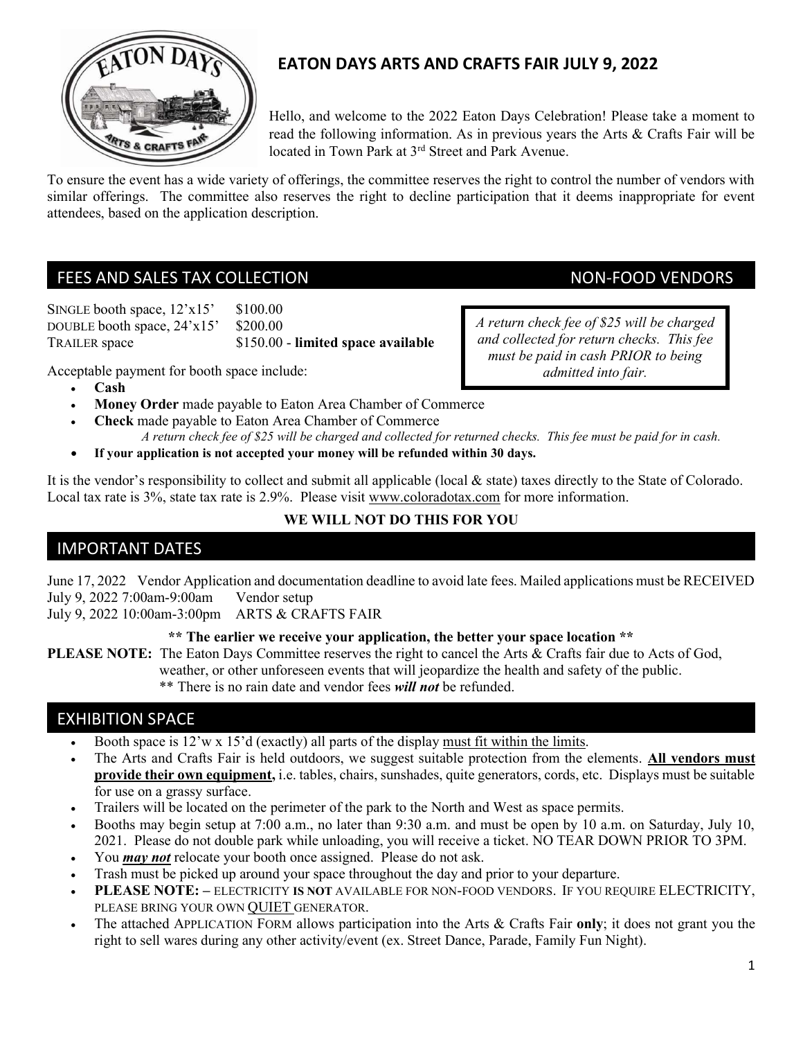# EATON DAYS ARTS AND CRAFTS FAIR JULY 9, 2022

Hello, and welcome to the 2022 Eaton Days Celebration! Please take a moment to read the following information. As in previous years the Arts & Crafts Fair will be located in Town Park at 3rd Street and Park Avenue.

To ensure the event has a wide variety of offerings, the committee reserves the right to control the number of vendors with similar offerings. The committee also reserves the right to decline participation that it deems inappropriate for event attendees, based on the application description.

## FEES AND SALES TAX COLLECTION — NON-FOOD VENDORS

SINGLE booth space, 12'x15' $100.00
DOUBLE booth space, 24'x15' $200.00
TRAILER space $150.00 - **limited space available**

*A return check fee of $25 will be charged and collected for return checks. This fee must be paid in cash PRIOR to being admitted into fair.*

Acceptable payment for booth space include:

- **Cash**
- **Money Order** made payable to Eaton Area Chamber of Commerce
- **Check** made payable to Eaton Area Chamber of Commerce
  *A return check fee of $25 will be charged and collected for returned checks. This fee must be paid for in cash.*
- **If your application is not accepted your money will be refunded within 30 days.**

It is the vendor's responsibility to collect and submit all applicable (local & state) taxes directly to the State of Colorado. Local tax rate is 3%, state tax rate is 2.9%. Please visit www.coloradotax.com for more information.

**WE WILL NOT DO THIS FOR YOU**

## IMPORTANT DATES

June 17, 2022 Vendor Application and documentation deadline to avoid late fees. Mailed applications must be RECEIVED
July 9, 2022 7:00am-9:00am Vendor setup
July 9, 2022 10:00am-3:00pm ARTS & CRAFTS FAIR

**\*\* The earlier we receive your application, the better your space location \*\***

**PLEASE NOTE:** The Eaton Days Committee reserves the right to cancel the Arts & Crafts fair due to Acts of God, weather, or other unforeseen events that will jeopardize the health and safety of the public.
\*\* There is no rain date and vendor fees ***will not*** be refunded.

## EXHIBITION SPACE

- Booth space is 12'w x 15'd (exactly) all parts of the display <u>must fit within the limits</u>.
- The Arts and Crafts Fair is held outdoors, we suggest suitable protection from the elements. **<u>All vendors must provide their own equipment,</u>** i.e. tables, chairs, sunshades, quite generators, cords, etc. Displays must be suitable for use on a grassy surface.
- Trailers will be located on the perimeter of the park to the North and West as space permits.
- Booths may begin setup at 7:00 a.m., no later than 9:30 a.m. and must be open by 10 a.m. on Saturday, July 10, 2021. Please do not double park while unloading, you will receive a ticket. NO TEAR DOWN PRIOR TO 3PM.
- You ***<u>may not</u>*** relocate your booth once assigned. Please do not ask.
- Trash must be picked up around your space throughout the day and prior to your departure.
- **PLEASE NOTE: –** ELECTRICITY **IS NOT** AVAILABLE FOR NON-FOOD VENDORS. IF YOU REQUIRE ELECTRICITY, PLEASE BRING YOUR OWN <u>QUIET</u> GENERATOR.
- The attached APPLICATION FORM allows participation into the Arts & Crafts Fair **only**; it does not grant you the right to sell wares during any other activity/event (ex. Street Dance, Parade, Family Fun Night).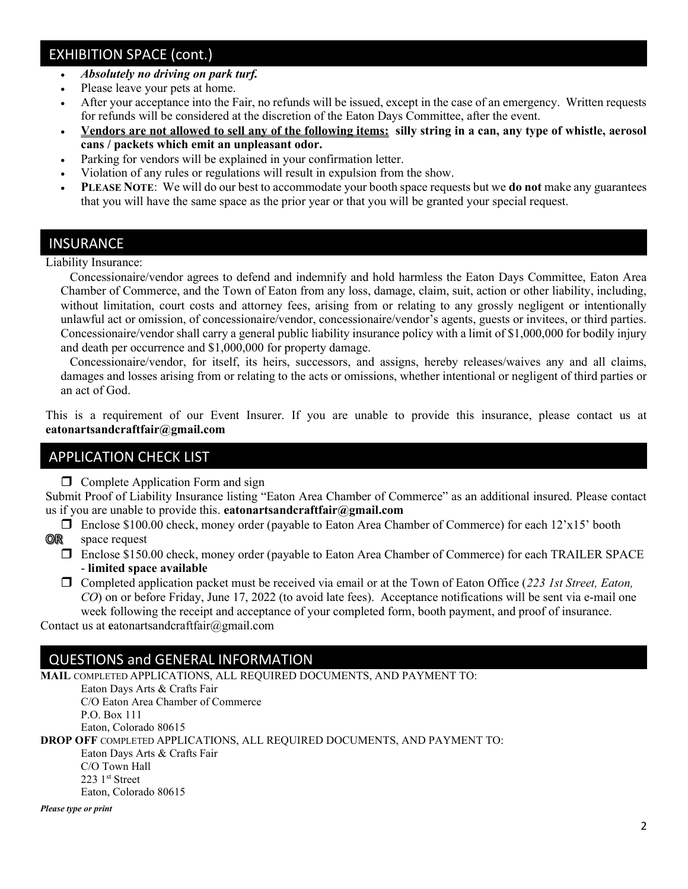## EXHIBITION SPACE (cont.)

- ***Absolutely no driving on park turf.***
- Please leave your pets at home.
- After your acceptance into the Fair, no refunds will be issued, except in the case of an emergency. Written requests for refunds will be considered at the discretion of the Eaton Days Committee, after the event.
- **Vendors are not allowed to sell any of the following items: silly string in a can, any type of whistle, aerosol cans / packets which emit an unpleasant odor.**
- Parking for vendors will be explained in your confirmation letter.
- Violation of any rules or regulations will result in expulsion from the show.
- **PLEASE NOTE**: We will do our best to accommodate your booth space requests but we **do not** make any guarantees that you will have the same space as the prior year or that you will be granted your special request.

## INSURANCE

Liability Insurance:

Concessionaire/vendor agrees to defend and indemnify and hold harmless the Eaton Days Committee, Eaton Area Chamber of Commerce, and the Town of Eaton from any loss, damage, claim, suit, action or other liability, including, without limitation, court costs and attorney fees, arising from or relating to any grossly negligent or intentionally unlawful act or omission, of concessionaire/vendor, concessionaire/vendor's agents, guests or invitees, or third parties. Concessionaire/vendor shall carry a general public liability insurance policy with a limit of $1,000,000 for bodily injury and death per occurrence and $1,000,000 for property damage.

Concessionaire/vendor, for itself, its heirs, successors, and assigns, hereby releases/waives any and all claims, damages and losses arising from or relating to the acts or omissions, whether intentional or negligent of third parties or an act of God.

This is a requirement of our Event Insurer. If you are unable to provide this insurance, please contact us at **eatonartsandcraftfair@gmail.com**

## APPLICATION CHECK LIST

- ❒ Complete Application Form and sign

Submit Proof of Liability Insurance listing "Eaton Area Chamber of Commerce" as an additional insured. Please contact us if you are unable to provide this. **eatonartsandcraftfair@gmail.com**

- ❒ Enclose $100.00 check, money order (payable to Eaton Area Chamber of Commerce) for each 12'x15' booth space request

**OR**

- ❒ Enclose $150.00 check, money order (payable to Eaton Area Chamber of Commerce) for each TRAILER SPACE - **limited space available**
- ❒ Completed application packet must be received via email or at the Town of Eaton Office (*223 1st Street, Eaton, CO*) on or before Friday, June 17, 2022 (to avoid late fees). Acceptance notifications will be sent via e-mail one week following the receipt and acceptance of your completed form, booth payment, and proof of insurance.

Contact us at **e**atonartsandcraftfair@gmail.com

## QUESTIONS and GENERAL INFORMATION

**MAIL** COMPLETED APPLICATIONS, ALL REQUIRED DOCUMENTS, AND PAYMENT TO:

Eaton Days Arts & Crafts Fair
C/O Eaton Area Chamber of Commerce
P.O. Box 111
Eaton, Colorado 80615

**DROP OFF** COMPLETED APPLICATIONS, ALL REQUIRED DOCUMENTS, AND PAYMENT TO:

Eaton Days Arts & Crafts Fair
C/O Town Hall
223 1st Street
Eaton, Colorado 80615

***Please type or print***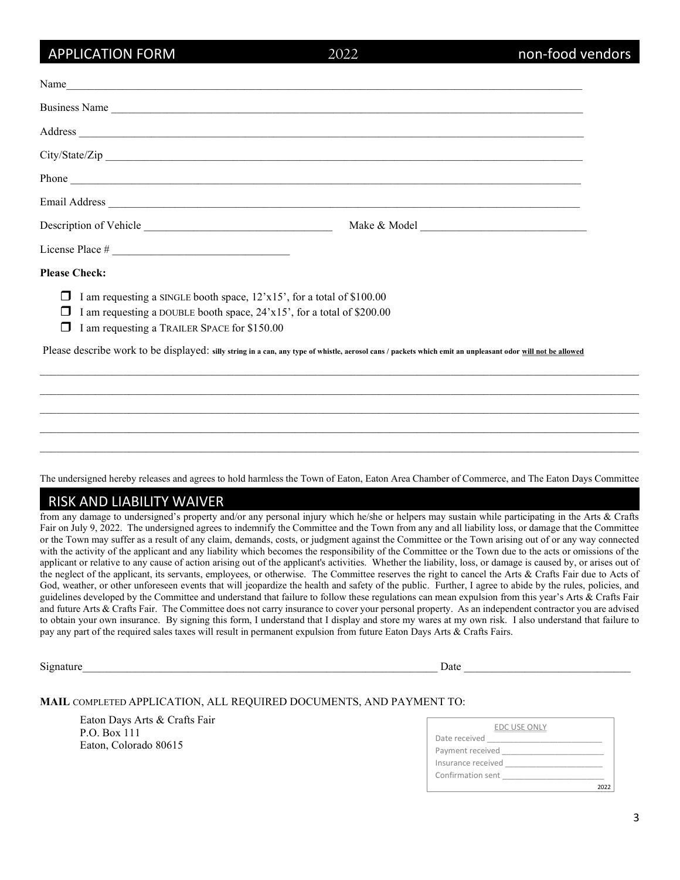## APPLICATION FORM 2022 non-food vendors

Name\_\_\_\_\_\_\_\_\_\_\_\_\_\_\_\_\_\_\_\_\_\_\_\_\_\_\_\_\_\_\_\_\_\_\_\_\_\_\_\_

Business Name \_\_\_\_\_\_\_\_\_\_\_\_\_\_\_\_\_\_\_\_\_\_\_\_\_\_\_\_\_\_\_\_\_\_\_\_\_\_\_\_

Address \_\_\_\_\_\_\_\_\_\_\_\_\_\_\_\_\_\_\_\_\_\_\_\_\_\_\_\_\_\_\_\_\_\_\_\_\_\_\_\_

City/State/Zip \_\_\_\_\_\_\_\_\_\_\_\_\_\_\_\_\_\_\_\_\_\_\_\_\_\_\_\_\_\_\_\_\_\_\_\_\_\_\_\_

Phone \_\_\_\_\_\_\_\_\_\_\_\_\_\_\_\_\_\_\_\_\_\_\_\_\_\_\_\_\_\_\_\_\_\_\_\_\_\_\_\_

Email Address \_\_\_\_\_\_\_\_\_\_\_\_\_\_\_\_\_\_\_\_\_\_\_\_\_\_\_\_\_\_\_\_\_\_\_\_\_\_\_\_

Description of Vehicle \_\_\_\_\_\_\_\_\_\_\_\_\_\_\_\_\_\_\_\_ Make & Model \_\_\_\_\_\_\_\_\_\_\_\_\_\_\_\_\_\_\_\_

License Place # \_\_\_\_\_\_\_\_\_\_\_\_\_\_\_\_\_\_\_\_

**Please Check:**

- ☐ I am requesting a SINGLE booth space, 12'x15', for a total of $100.00
- ☐ I am requesting a DOUBLE booth space, 24'x15', for a total of $200.00
- ☐ I am requesting a TRAILER SPACE for $150.00

Please describe work to be displayed: **silly string in a can, any type of whistle, aerosol cans / packets which emit an unpleasant odor <u>will not be allowed</u>**

\_\_\_\_\_\_\_\_\_\_\_\_\_\_\_\_\_\_\_\_\_\_\_\_\_\_\_\_\_\_\_\_\_\_\_\_\_\_\_\_\_\_\_\_\_\_\_\_

\_\_\_\_\_\_\_\_\_\_\_\_\_\_\_\_\_\_\_\_\_\_\_\_\_\_\_\_\_\_\_\_\_\_\_\_\_\_\_\_\_\_\_\_\_\_\_\_

\_\_\_\_\_\_\_\_\_\_\_\_\_\_\_\_\_\_\_\_\_\_\_\_\_\_\_\_\_\_\_\_\_\_\_\_\_\_\_\_\_\_\_\_\_\_\_\_

\_\_\_\_\_\_\_\_\_\_\_\_\_\_\_\_\_\_\_\_\_\_\_\_\_\_\_\_\_\_\_\_\_\_\_\_\_\_\_\_\_\_\_\_\_\_\_\_

\_\_\_\_\_\_\_\_\_\_\_\_\_\_\_\_\_\_\_\_\_\_\_\_\_\_\_\_\_\_\_\_\_\_\_\_\_\_\_\_\_\_\_\_\_\_\_\_

The undersigned hereby releases and agrees to hold harmless the Town of Eaton, Eaton Area Chamber of Commerce, and The Eaton Days Committee

## RISK AND LIABILITY WAIVER

from any damage to undersigned's property and/or any personal injury which he/she or helpers may sustain while participating in the Arts & Crafts Fair on July 9, 2022. The undersigned agrees to indemnify the Committee and the Town from any and all liability loss, or damage that the Committee or the Town may suffer as a result of any claim, demands, costs, or judgment against the Committee or the Town arising out of or any way connected with the activity of the applicant and any liability which becomes the responsibility of the Committee or the Town due to the acts or omissions of the applicant or relative to any cause of action arising out of the applicant's activities. Whether the liability, loss, or damage is caused by, or arises out of the neglect of the applicant, its servants, employees, or otherwise. The Committee reserves the right to cancel the Arts & Crafts Fair due to Acts of God, weather, or other unforeseen events that will jeopardize the health and safety of the public. Further, I agree to abide by the rules, policies, and guidelines developed by the Committee and understand that failure to follow these regulations can mean expulsion from this year's Arts & Crafts Fair and future Arts & Crafts Fair. The Committee does not carry insurance to cover your personal property. As an independent contractor you are advised to obtain your own insurance. By signing this form, I understand that I display and store my wares at my own risk. I also understand that failure to pay any part of the required sales taxes will result in permanent expulsion from future Eaton Days Arts & Crafts Fairs.

Signature\_\_\_\_\_\_\_\_\_\_\_\_\_\_\_\_\_\_\_\_\_\_\_\_\_\_\_\_\_\_\_\_\_\_\_\_\_\_\_\_ Date \_\_\_\_\_\_\_\_\_\_\_\_\_\_\_\_\_\_\_\_

**MAIL** COMPLETED APPLICATION, ALL REQUIRED DOCUMENTS, AND PAYMENT TO:

Eaton Days Arts & Crafts Fair
P.O. Box 111
Eaton, Colorado 80615

<u>EDC USE ONLY</u>

Date received \_\_\_\_\_\_\_\_\_\_\_\_\_\_\_\_\_\_\_\_

Payment received \_\_\_\_\_\_\_\_\_\_\_\_\_\_\_\_\_\_\_\_

Insurance received \_\_\_\_\_\_\_\_\_\_\_\_\_\_\_\_\_\_\_\_

Confirmation sent \_\_\_\_\_\_\_\_\_\_\_\_\_\_\_\_\_\_\_\_

2022